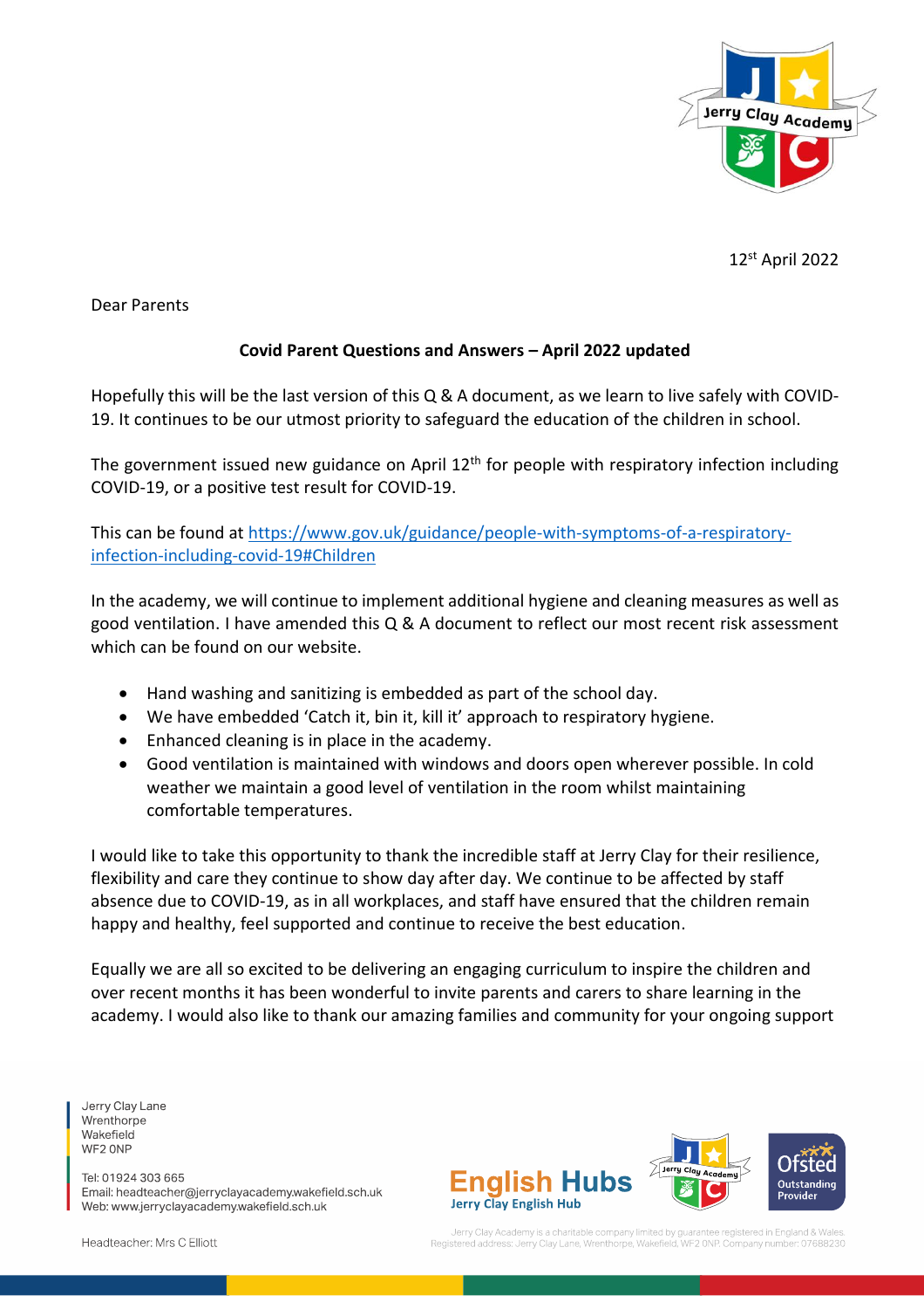12th April 2022

Dear Parents

**Covid Parent Questions and Answers – April 2022 updated**

Hopefully this will be the last version of this Q & A document, as we learn to live safely with COVID-19. It continues to be our utmost priority to safeguard the education of the children in school.

The government issued new guidance on April 12th for people with respiratory infection including COVID-19, or a positive test result for COVID-19.

This can be found at [https://www.gov.uk/guidance/people-with-symptoms-of-a-respiratory-infection-including-covid-19#Children](https://www.gov.uk/guidance/people-with-symptoms-of-a-respiratory-infection-including-covid-19#Children)

In the academy, we will continue to implement additional hygiene and cleaning measures as well as good ventilation. I have amended this Q & A document to reflect our most recent risk assessment which can be found on our website.

- Hand washing and sanitizing is embedded as part of the school day.
- We have embedded 'Catch it, bin it, kill it' approach to respiratory hygiene.
- Enhanced cleaning is in place in the academy.
- Good ventilation is maintained with windows and doors open wherever possible. In cold weather we maintain a good level of ventilation in the room whilst maintaining comfortable temperatures.

I would like to take this opportunity to thank the incredible staff at Jerry Clay for their resilience, flexibility and care they continue to show day after day. We continue to be affected by staff absence due to COVID-19, as in all workplaces, and staff have ensured that the children remain happy and healthy, feel supported and continue to receive the best education.

Equally we are all so excited to be delivering an engaging curriculum to inspire the children and over recent months it has been wonderful to invite parents and carers to share learning in the academy. I would also like to thank our amazing families and community for your ongoing support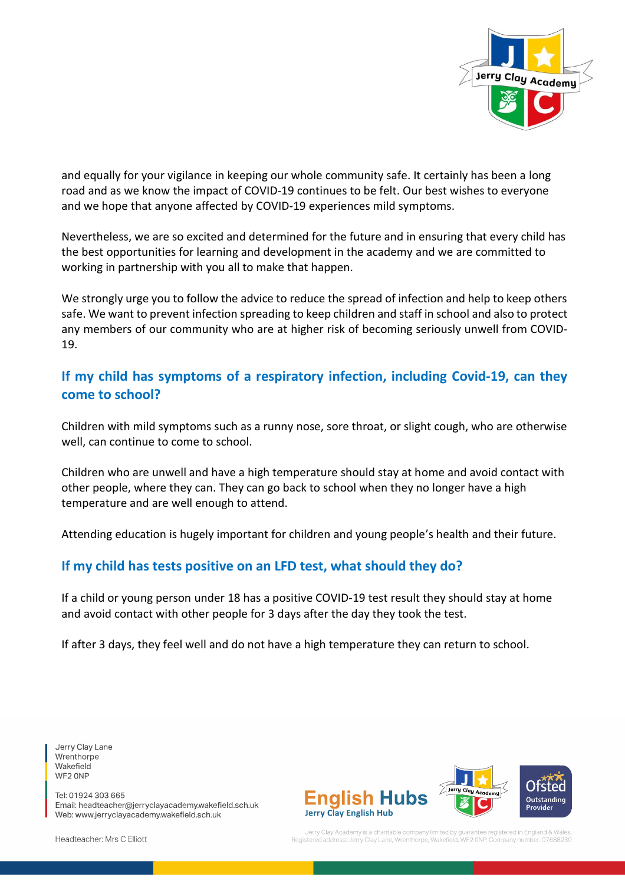and equally for your vigilance in keeping our whole community safe. It certainly has been a long road and as we know the impact of COVID-19 continues to be felt. Our best wishes to everyone and we hope that anyone affected by COVID-19 experiences mild symptoms.

Nevertheless, we are so excited and determined for the future and in ensuring that every child has the best opportunities for learning and development in the academy and we are committed to working in partnership with you all to make that happen.

We strongly urge you to follow the advice to reduce the spread of infection and help to keep others safe. We want to prevent infection spreading to keep children and staff in school and also to protect any members of our community who are at higher risk of becoming seriously unwell from COVID-19.

## If my child has symptoms of a respiratory infection, including Covid-19, can they come to school?

Children with mild symptoms such as a runny nose, sore throat, or slight cough, who are otherwise well, can continue to come to school.

Children who are unwell and have a high temperature should stay at home and avoid contact with other people, where they can. They can go back to school when they no longer have a high temperature and are well enough to attend.

Attending education is hugely important for children and young people's health and their future.

## If my child has tests positive on an LFD test, what should they do?

If a child or young person under 18 has a positive COVID-19 test result they should stay at home and avoid contact with other people for 3 days after the day they took the test.

If after 3 days, they feel well and do not have a high temperature they can return to school.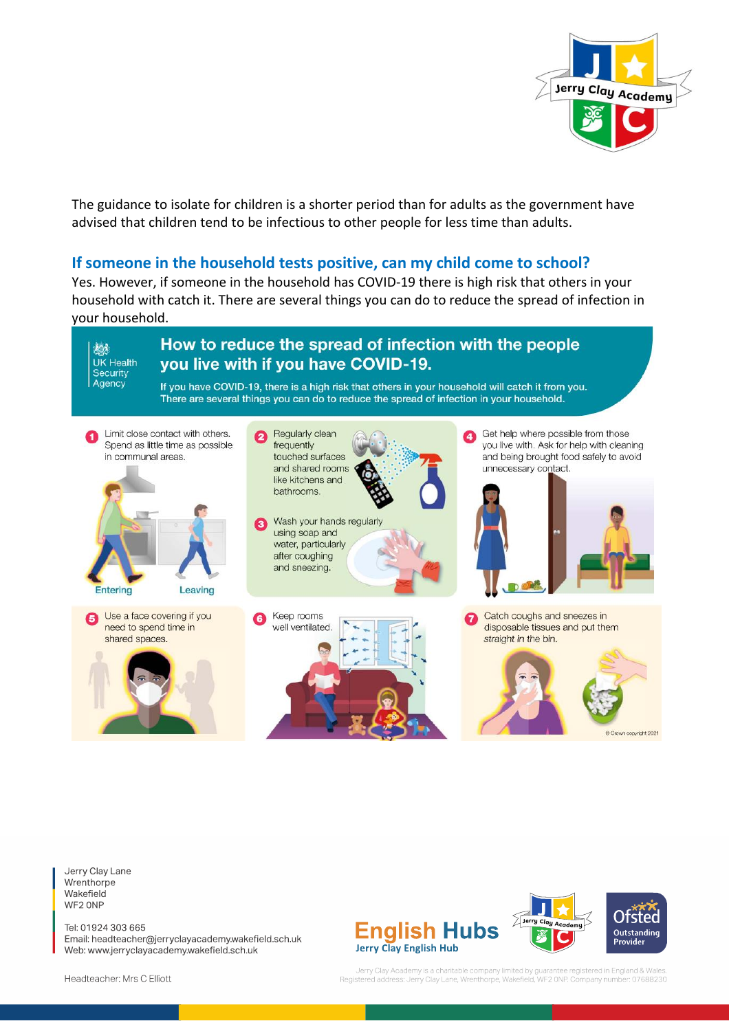The guidance to isolate for children is a shorter period than for adults as the government have advised that children tend to be infectious to other people for less time than adults.

## If someone in the household tests positive, can my child come to school?

Yes. However, if someone in the household has COVID-19 there is high risk that others in your household with catch it. There are several things you can do to reduce the spread of infection in your household.

UK Health Security Agency

### How to reduce the spread of infection with the people you live with if you have COVID-19.

If you have COVID-19, there is a high risk that others in your household will catch it from you. There are several things you can do to reduce the spread of infection in your household.

1. Limit close contact with others. Spend as little time as possible in communal areas.
   Entering — Leaving
2. Regularly clean frequently touched surfaces and shared rooms like kitchens and bathrooms.
3. Wash your hands regularly using soap and water, particularly after coughing and sneezing.
4. Get help where possible from those you live with. Ask for help with cleaning and being brought food safely to avoid unnecessary contact.
5. Use a face covering if you need to spend time in shared spaces.
6. Keep rooms well ventilated.
7. Catch coughs and sneezes in disposable tissues and put them *straight* in the bin.

© Crown copyright 2021

Jerry Clay Lane
Wrenthorpe
Wakefield
WF2 0NP

Tel: 01924 303 665
Email: headteacher@jerryclayacademy.wakefield.sch.uk
Web: www.jerryclayacademy.wakefield.sch.uk

Headteacher: Mrs C Elliott

Jerry Clay Academy is a charitable company limited by guarantee registered in England & Wales. Registered address: Jerry Clay Lane, Wrenthorpe, Wakefield, WF2 0NP. Company number: 07688230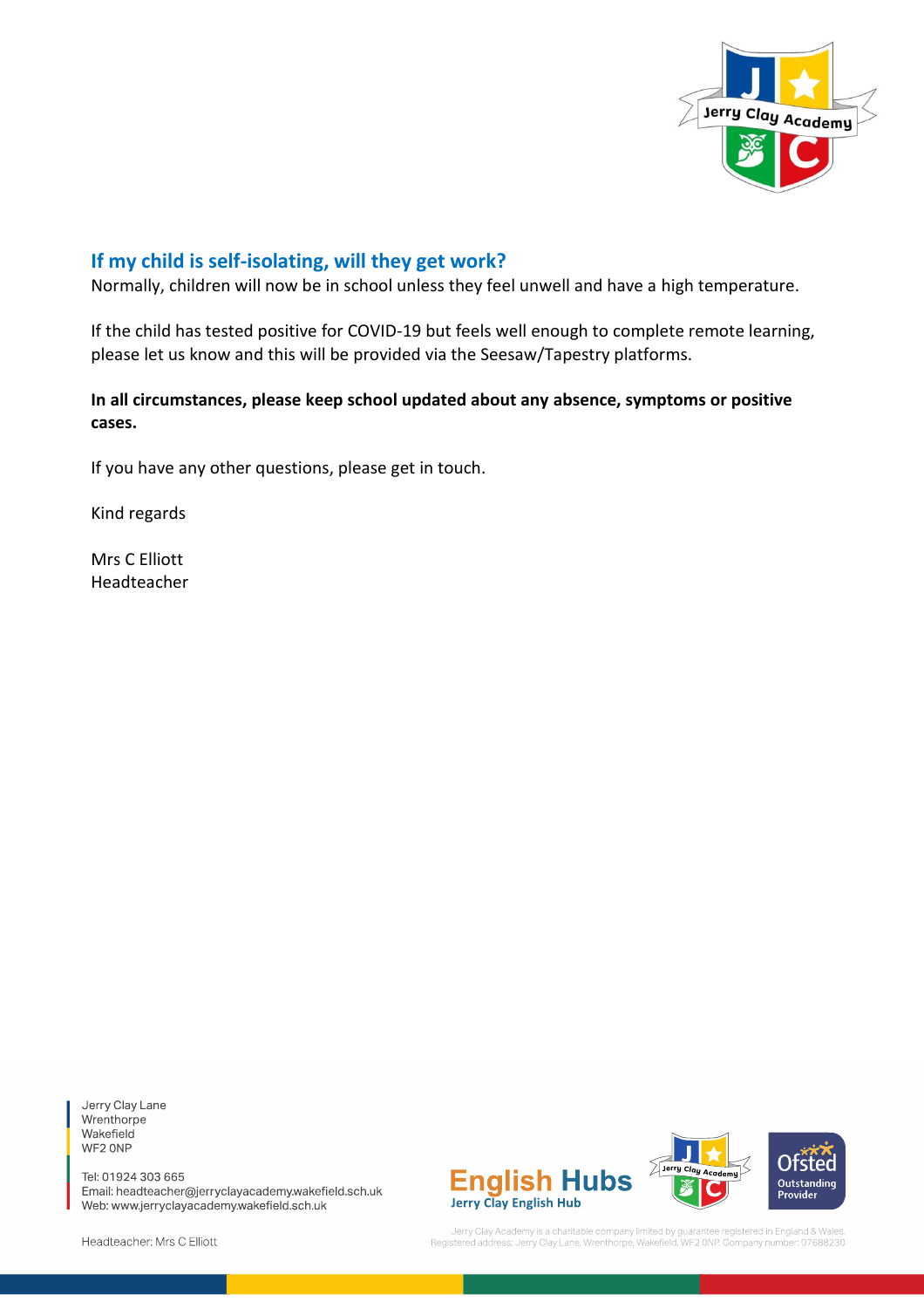## If my child is self-isolating, will they get work?

Normally, children will now be in school unless they feel unwell and have a high temperature.

If the child has tested positive for COVID-19 but feels well enough to complete remote learning, please let us know and this will be provided via the Seesaw/Tapestry platforms.

**In all circumstances, please keep school updated about any absence, symptoms or positive cases.**

If you have any other questions, please get in touch.

Kind regards

Mrs C Elliott
Headteacher